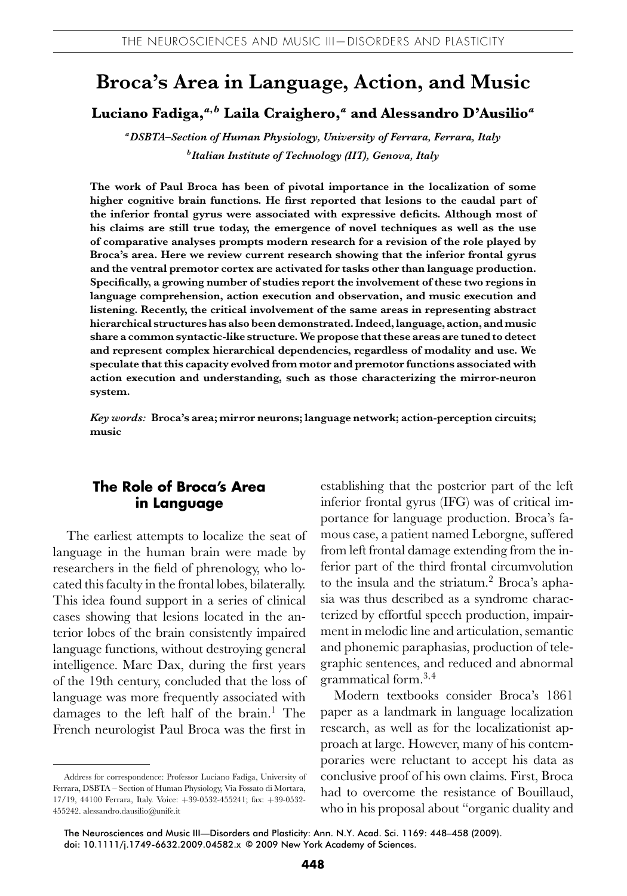# Broca's Area in Language, Action, and Music

**Luciano Fadiga,[a,b] Laila Craighero,[a] and Alessandro D'Ausilio[a]**

*[a]DSBTA–Section of Human Physiology, University of Ferrara, Ferrara, Italy*

*[b]Italian Institute of Technology (IIT), Genova, Italy*

**The work of Paul Broca has been of pivotal importance in the localization of some higher cognitive brain functions. He first reported that lesions to the caudal part of the inferior frontal gyrus were associated with expressive deficits. Although most of his claims are still true today, the emergence of novel techniques as well as the use of comparative analyses prompts modern research for a revision of the role played by Broca's area. Here we review current research showing that the inferior frontal gyrus and the ventral premotor cortex are activated for tasks other than language production. Specifically, a growing number of studies report the involvement of these two regions in language comprehension, action execution and observation, and music execution and listening. Recently, the critical involvement of the same areas in representing abstract hierarchical structures has also been demonstrated. Indeed, language, action, and music share a common syntactic-like structure. We propose that these areas are tuned to detect and represent complex hierarchical dependencies, regardless of modality and use. We speculate that this capacity evolved from motor and premotor functions associated with action execution and understanding, such as those characterizing the mirror-neuron system.**

*Key words:* **Broca's area; mirror neurons; language network; action-perception circuits; music**

## The Role of Broca's Area in Language

The earliest attempts to localize the seat of language in the human brain were made by researchers in the field of phrenology, who located this faculty in the frontal lobes, bilaterally. This idea found support in a series of clinical cases showing that lesions located in the anterior lobes of the brain consistently impaired language functions, without destroying general intelligence. Marc Dax, during the first years of the 19th century, concluded that the loss of language was more frequently associated with damages to the left half of the brain.[1] The French neurologist Paul Broca was the first in establishing that the posterior part of the left inferior frontal gyrus (IFG) was of critical importance for language production. Broca's famous case, a patient named Leborgne, suffered from left frontal damage extending from the inferior part of the third frontal circumvolution to the insula and the striatum.[2] Broca's aphasia was thus described as a syndrome characterized by effortful speech production, impairment in melodic line and articulation, semantic and phonemic paraphasias, production of telegraphic sentences, and reduced and abnormal grammatical form.[3,4]

Modern textbooks consider Broca's 1861 paper as a landmark in language localization research, as well as for the localizationist approach at large. However, many of his contemporaries were reluctant to accept his data as conclusive proof of his own claims. First, Broca had to overcome the resistance of Bouillaud, who in his proposal about "organic duality and

Address for correspondence: Professor Luciano Fadiga, University of Ferrara, DSBTA – Section of Human Physiology, Via Fossato di Mortara, 17/19, 44100 Ferrara, Italy. Voice: +39-0532-455241; fax: +39-0532-455242. alessandro.dausilio@unife.it

The Neurosciences and Music III—Disorders and Plasticity: Ann. N.Y. Acad. Sci. 1169: 448–458 (2009).
doi: 10.1111/j.1749-6632.2009.04582.x © 2009 New York Academy of Sciences.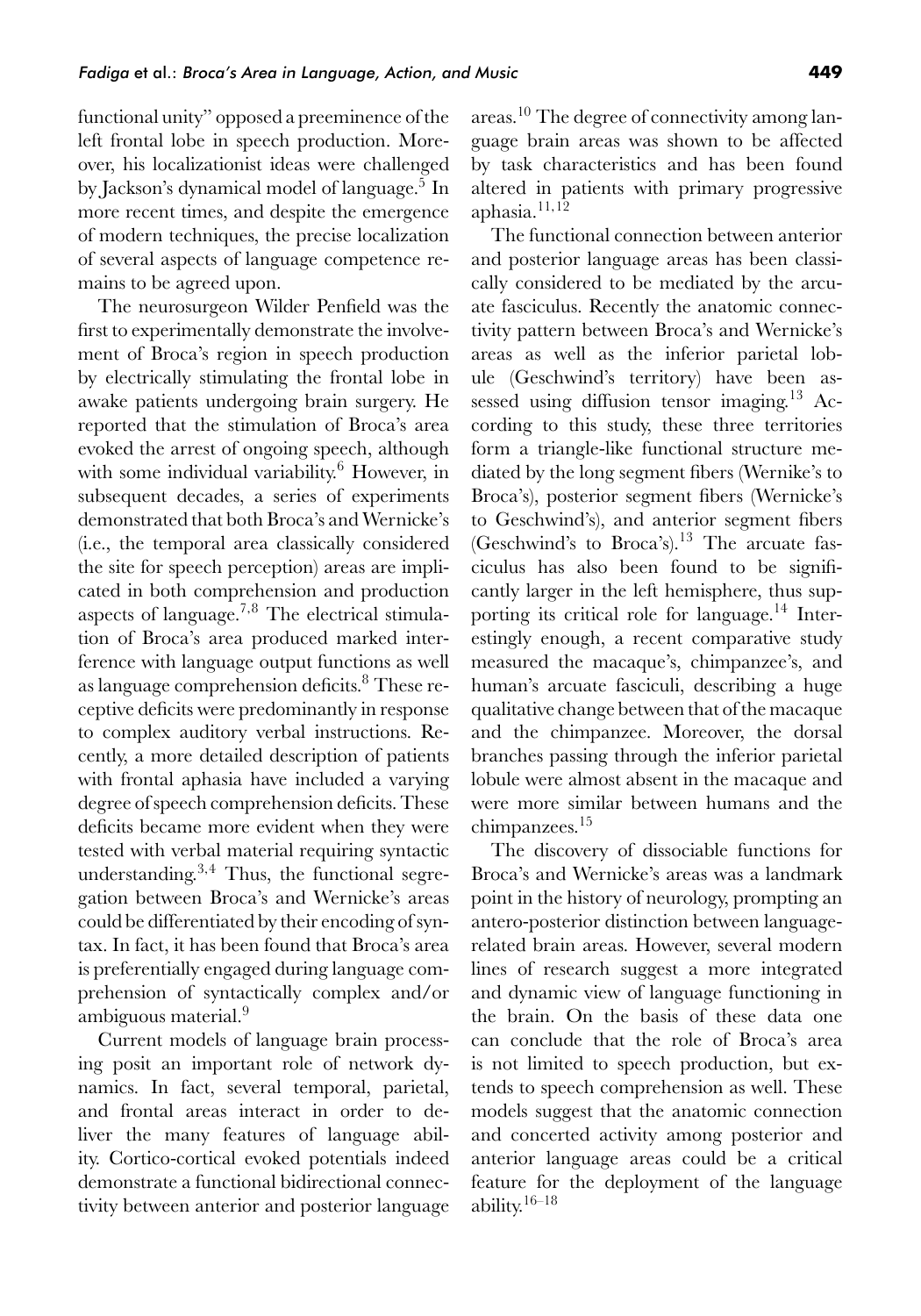functional unity" opposed a preeminence of the left frontal lobe in speech production. Moreover, his localizationist ideas were challenged by Jackson's dynamical model of language.[5] In more recent times, and despite the emergence of modern techniques, the precise localization of several aspects of language competence remains to be agreed upon.

The neurosurgeon Wilder Penfield was the first to experimentally demonstrate the involvement of Broca's region in speech production by electrically stimulating the frontal lobe in awake patients undergoing brain surgery. He reported that the stimulation of Broca's area evoked the arrest of ongoing speech, although with some individual variability.[6] However, in subsequent decades, a series of experiments demonstrated that both Broca's and Wernicke's (i.e., the temporal area classically considered the site for speech perception) areas are implicated in both comprehension and production aspects of language.[7,8] The electrical stimulation of Broca's area produced marked interference with language output functions as well as language comprehension deficits.[8] These receptive deficits were predominantly in response to complex auditory verbal instructions. Recently, a more detailed description of patients with frontal aphasia have included a varying degree of speech comprehension deficits. These deficits became more evident when they were tested with verbal material requiring syntactic understanding.[3,4] Thus, the functional segregation between Broca's and Wernicke's areas could be differentiated by their encoding of syntax. In fact, it has been found that Broca's area is preferentially engaged during language comprehension of syntactically complex and/or ambiguous material.[9]

Current models of language brain processing posit an important role of network dynamics. In fact, several temporal, parietal, and frontal areas interact in order to deliver the many features of language ability. Cortico-cortical evoked potentials indeed demonstrate a functional bidirectional connectivity between anterior and posterior language areas.[10] The degree of connectivity among language brain areas was shown to be affected by task characteristics and has been found altered in patients with primary progressive aphasia.[11,12]

The functional connection between anterior and posterior language areas has been classically considered to be mediated by the arcuate fasciculus. Recently the anatomic connectivity pattern between Broca's and Wernicke's areas as well as the inferior parietal lobule (Geschwind's territory) have been assessed using diffusion tensor imaging.[13] According to this study, these three territories form a triangle-like functional structure mediated by the long segment fibers (Wernike's to Broca's), posterior segment fibers (Wernicke's to Geschwind's), and anterior segment fibers (Geschwind's to Broca's).[13] The arcuate fasciculus has also been found to be significantly larger in the left hemisphere, thus supporting its critical role for language.[14] Interestingly enough, a recent comparative study measured the macaque's, chimpanzee's, and human's arcuate fasciculi, describing a huge qualitative change between that of the macaque and the chimpanzee. Moreover, the dorsal branches passing through the inferior parietal lobule were almost absent in the macaque and were more similar between humans and the chimpanzees.[15]

The discovery of dissociable functions for Broca's and Wernicke's areas was a landmark point in the history of neurology, prompting an antero-posterior distinction between language-related brain areas. However, several modern lines of research suggest a more integrated and dynamic view of language functioning in the brain. On the basis of these data one can conclude that the role of Broca's area is not limited to speech production, but extends to speech comprehension as well. These models suggest that the anatomic connection and concerted activity among posterior and anterior language areas could be a critical feature for the deployment of the language ability.[16–18]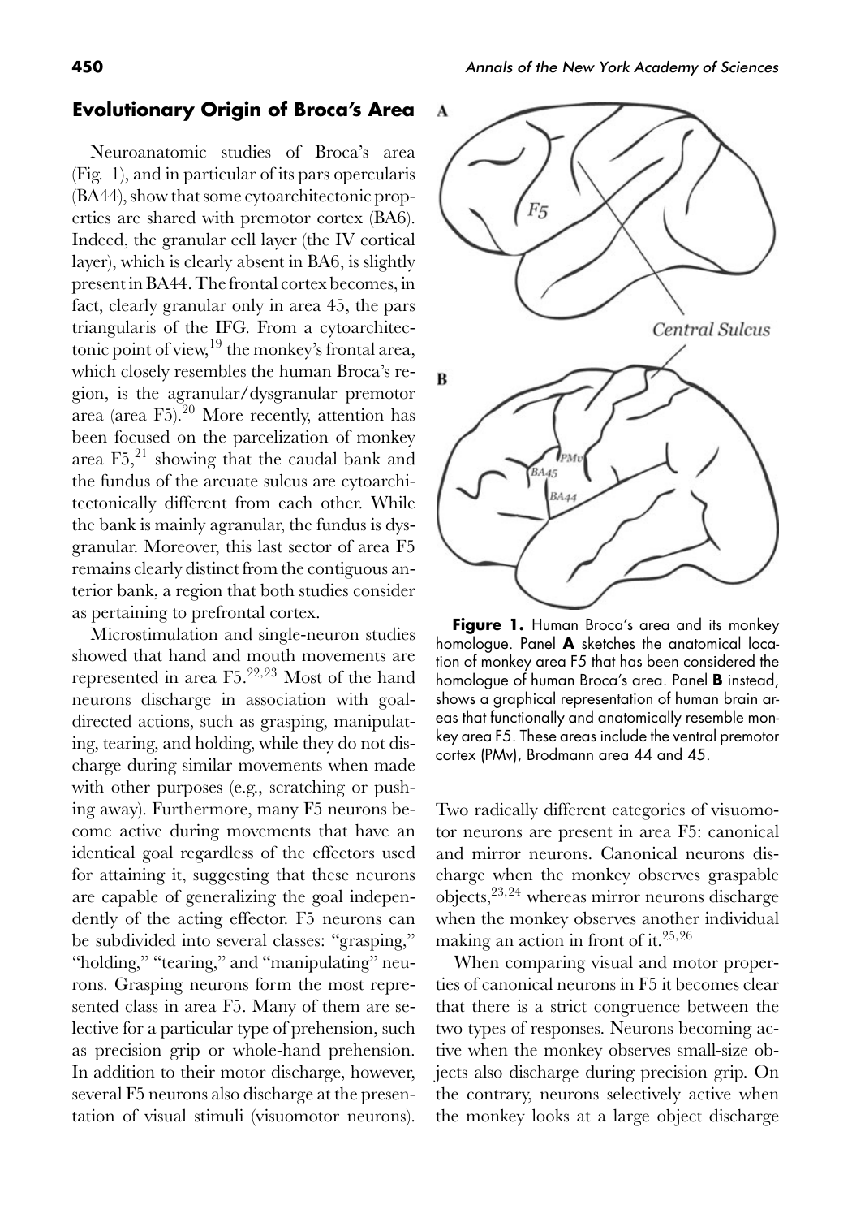## Evolutionary Origin of Broca's Area

Neuroanatomic studies of Broca's area (Fig. 1), and in particular of its pars opercularis (BA44), show that some cytoarchitectonic properties are shared with premotor cortex (BA6). Indeed, the granular cell layer (the IV cortical layer), which is clearly absent in BA6, is slightly present in BA44. The frontal cortex becomes, in fact, clearly granular only in area 45, the pars triangularis of the IFG. From a cytoarchitectonic point of view,[19] the monkey's frontal area, which closely resembles the human Broca's region, is the agranular/dysgranular premotor area (area F5).[20] More recently, attention has been focused on the parcelization of monkey area F5,[21] showing that the caudal bank and the fundus of the arcuate sulcus are cytoarchitectonically different from each other. While the bank is mainly agranular, the fundus is dysgranular. Moreover, this last sector of area F5 remains clearly distinct from the contiguous anterior bank, a region that both studies consider as pertaining to prefrontal cortex.

Microstimulation and single-neuron studies showed that hand and mouth movements are represented in area F5.[22,23] Most of the hand neurons discharge in association with goal-directed actions, such as grasping, manipulating, tearing, and holding, while they do not discharge during similar movements when made with other purposes (e.g., scratching or pushing away). Furthermore, many F5 neurons become active during movements that have an identical goal regardless of the effectors used for attaining it, suggesting that these neurons are capable of generalizing the goal independently of the acting effector. F5 neurons can be subdivided into several classes: "grasping," "holding," "tearing," and "manipulating" neurons. Grasping neurons form the most represented class in area F5. Many of them are selective for a particular type of prehension, such as precision grip or whole-hand prehension. In addition to their motor discharge, however, several F5 neurons also discharge at the presentation of visual stimuli (visuomotor neurons). Two radically different categories of visuomotor neurons are present in area F5: canonical and mirror neurons. Canonical neurons discharge when the monkey observes graspable objects,[23,24] whereas mirror neurons discharge when the monkey observes another individual making an action in front of it.[25,26]

When comparing visual and motor properties of canonical neurons in F5 it becomes clear that there is a strict congruence between the two types of responses. Neurons becoming active when the monkey observes small-size objects also discharge during precision grip. On the contrary, neurons selectively active when the monkey looks at a large object discharge

**Figure 1.** Human Broca's area and its monkey homologue. Panel **A** sketches the anatomical location of monkey area F5 that has been considered the homologue of human Broca's area. Panel **B** instead, shows a graphical representation of human brain areas that functionally and anatomically resemble monkey area F5. These areas include the ventral premotor cortex (PMv), Brodmann area 44 and 45.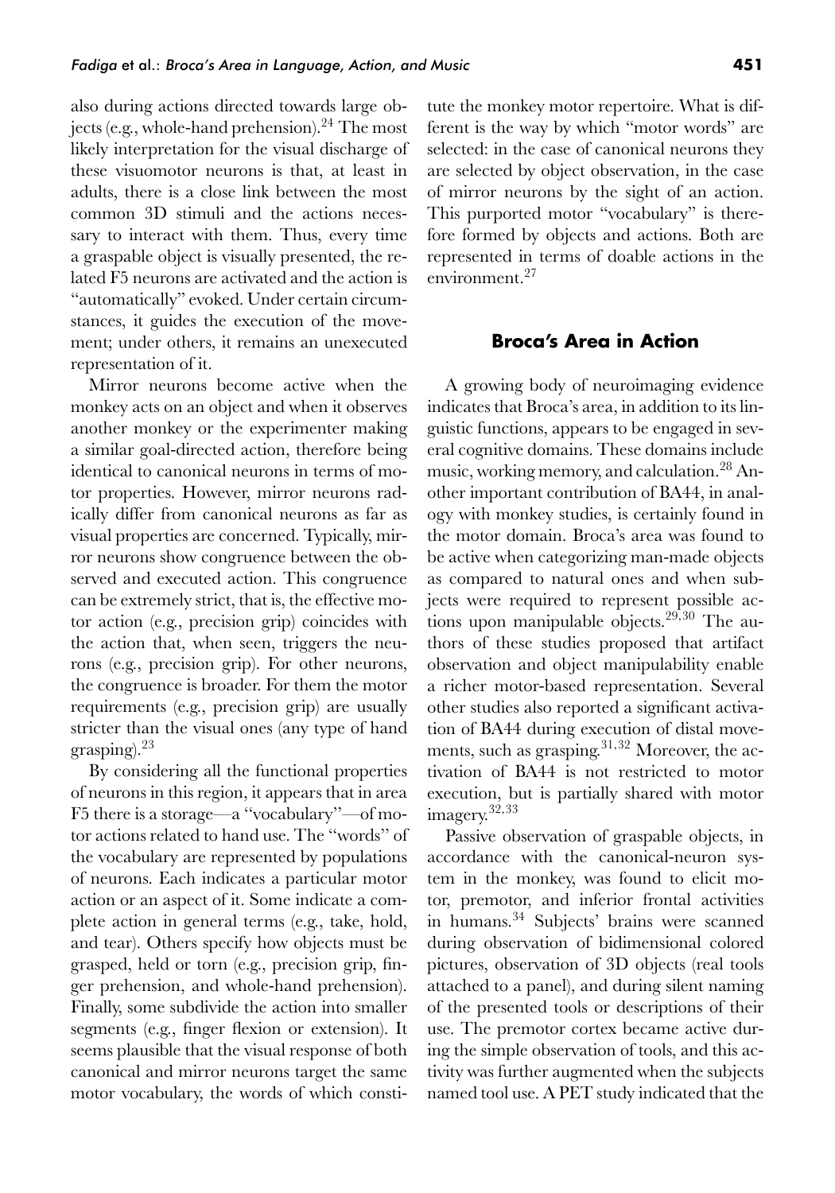also during actions directed towards large objects (e.g., whole-hand prehension).[24] The most likely interpretation for the visual discharge of these visuomotor neurons is that, at least in adults, there is a close link between the most common 3D stimuli and the actions necessary to interact with them. Thus, every time a graspable object is visually presented, the related F5 neurons are activated and the action is "automatically" evoked. Under certain circumstances, it guides the execution of the movement; under others, it remains an unexecuted representation of it.

Mirror neurons become active when the monkey acts on an object and when it observes another monkey or the experimenter making a similar goal-directed action, therefore being identical to canonical neurons in terms of motor properties. However, mirror neurons radically differ from canonical neurons as far as visual properties are concerned. Typically, mirror neurons show congruence between the observed and executed action. This congruence can be extremely strict, that is, the effective motor action (e.g., precision grip) coincides with the action that, when seen, triggers the neurons (e.g., precision grip). For other neurons, the congruence is broader. For them the motor requirements (e.g., precision grip) are usually stricter than the visual ones (any type of hand grasping).[23]

By considering all the functional properties of neurons in this region, it appears that in area F5 there is a storage—a "vocabulary"—of motor actions related to hand use. The "words" of the vocabulary are represented by populations of neurons. Each indicates a particular motor action or an aspect of it. Some indicate a complete action in general terms (e.g., take, hold, and tear). Others specify how objects must be grasped, held or torn (e.g., precision grip, finger prehension, and whole-hand prehension). Finally, some subdivide the action into smaller segments (e.g., finger flexion or extension). It seems plausible that the visual response of both canonical and mirror neurons target the same motor vocabulary, the words of which constitute the monkey motor repertoire. What is different is the way by which "motor words" are selected: in the case of canonical neurons they are selected by object observation, in the case of mirror neurons by the sight of an action. This purported motor "vocabulary" is therefore formed by objects and actions. Both are represented in terms of doable actions in the environment.[27]

## Broca's Area in Action

A growing body of neuroimaging evidence indicates that Broca's area, in addition to its linguistic functions, appears to be engaged in several cognitive domains. These domains include music, working memory, and calculation.[28] Another important contribution of BA44, in analogy with monkey studies, is certainly found in the motor domain. Broca's area was found to be active when categorizing man-made objects as compared to natural ones and when subjects were required to represent possible actions upon manipulable objects.[29,30] The authors of these studies proposed that artifact observation and object manipulability enable a richer motor-based representation. Several other studies also reported a significant activation of BA44 during execution of distal movements, such as grasping.[31,32] Moreover, the activation of BA44 is not restricted to motor execution, but is partially shared with motor imagery.[32,33]

Passive observation of graspable objects, in accordance with the canonical-neuron system in the monkey, was found to elicit motor, premotor, and inferior frontal activities in humans.[34] Subjects' brains were scanned during observation of bidimensional colored pictures, observation of 3D objects (real tools attached to a panel), and during silent naming of the presented tools or descriptions of their use. The premotor cortex became active during the simple observation of tools, and this activity was further augmented when the subjects named tool use. A PET study indicated that the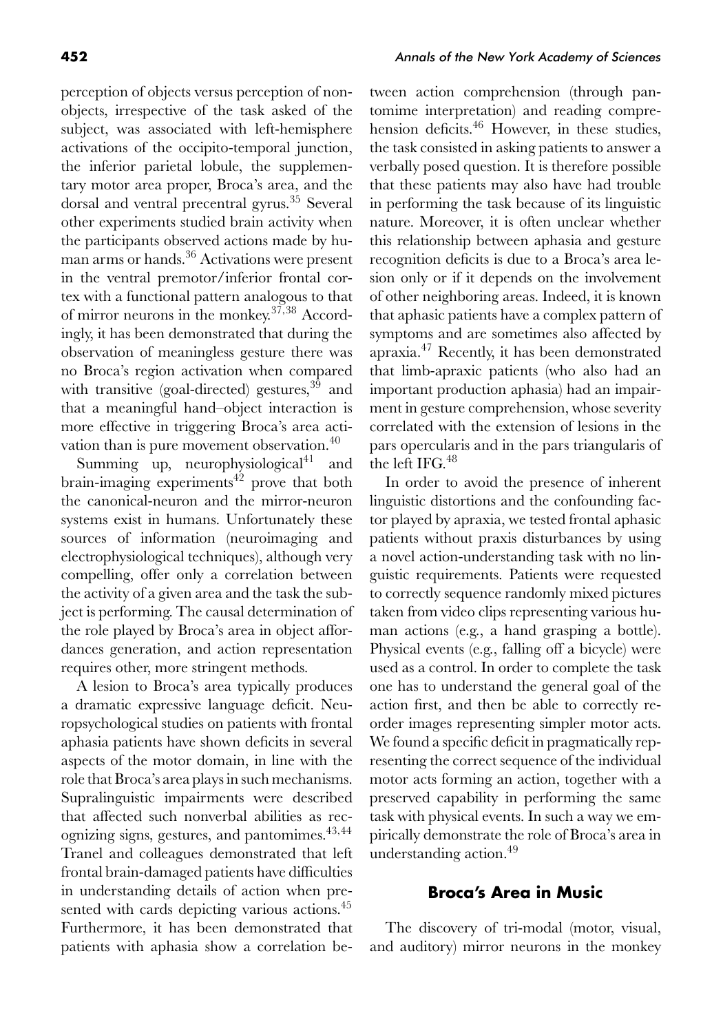perception of objects versus perception of non-objects, irrespective of the task asked of the subject, was associated with left-hemisphere activations of the occipito-temporal junction, the inferior parietal lobule, the supplementary motor area proper, Broca's area, and the dorsal and ventral precentral gyrus.[35] Several other experiments studied brain activity when the participants observed actions made by human arms or hands.[36] Activations were present in the ventral premotor/inferior frontal cortex with a functional pattern analogous to that of mirror neurons in the monkey.[37,38] Accordingly, it has been demonstrated that during the observation of meaningless gesture there was no Broca's region activation when compared with transitive (goal-directed) gestures,[39] and that a meaningful hand–object interaction is more effective in triggering Broca's area activation than is pure movement observation.[40]

Summing up, neurophysiological[41] and brain-imaging experiments[42] prove that both the canonical-neuron and the mirror-neuron systems exist in humans. Unfortunately these sources of information (neuroimaging and electrophysiological techniques), although very compelling, offer only a correlation between the activity of a given area and the task the subject is performing. The causal determination of the role played by Broca's area in object affordances generation, and action representation requires other, more stringent methods.

A lesion to Broca's area typically produces a dramatic expressive language deficit. Neuropsychological studies on patients with frontal aphasia patients have shown deficits in several aspects of the motor domain, in line with the role that Broca's area plays in such mechanisms. Supralinguistic impairments were described that affected such nonverbal abilities as recognizing signs, gestures, and pantomimes.[43,44] Tranel and colleagues demonstrated that left frontal brain-damaged patients have difficulties in understanding details of action when presented with cards depicting various actions.[45] Furthermore, it has been demonstrated that patients with aphasia show a correlation between action comprehension (through pantomime interpretation) and reading comprehension deficits.[46] However, in these studies, the task consisted in asking patients to answer a verbally posed question. It is therefore possible that these patients may also have had trouble in performing the task because of its linguistic nature. Moreover, it is often unclear whether this relationship between aphasia and gesture recognition deficits is due to a Broca's area lesion only or if it depends on the involvement of other neighboring areas. Indeed, it is known that aphasic patients have a complex pattern of symptoms and are sometimes also affected by apraxia.[47] Recently, it has been demonstrated that limb-apraxic patients (who also had an important production aphasia) had an impairment in gesture comprehension, whose severity correlated with the extension of lesions in the pars opercularis and in the pars triangularis of the left IFG.[48]

In order to avoid the presence of inherent linguistic distortions and the confounding factor played by apraxia, we tested frontal aphasic patients without praxis disturbances by using a novel action-understanding task with no linguistic requirements. Patients were requested to correctly sequence randomly mixed pictures taken from video clips representing various human actions (e.g., a hand grasping a bottle). Physical events (e.g., falling off a bicycle) were used as a control. In order to complete the task one has to understand the general goal of the action first, and then be able to correctly reorder images representing simpler motor acts. We found a specific deficit in pragmatically representing the correct sequence of the individual motor acts forming an action, together with a preserved capability in performing the same task with physical events. In such a way we empirically demonstrate the role of Broca's area in understanding action.[49]

## Broca's Area in Music

The discovery of tri-modal (motor, visual, and auditory) mirror neurons in the monkey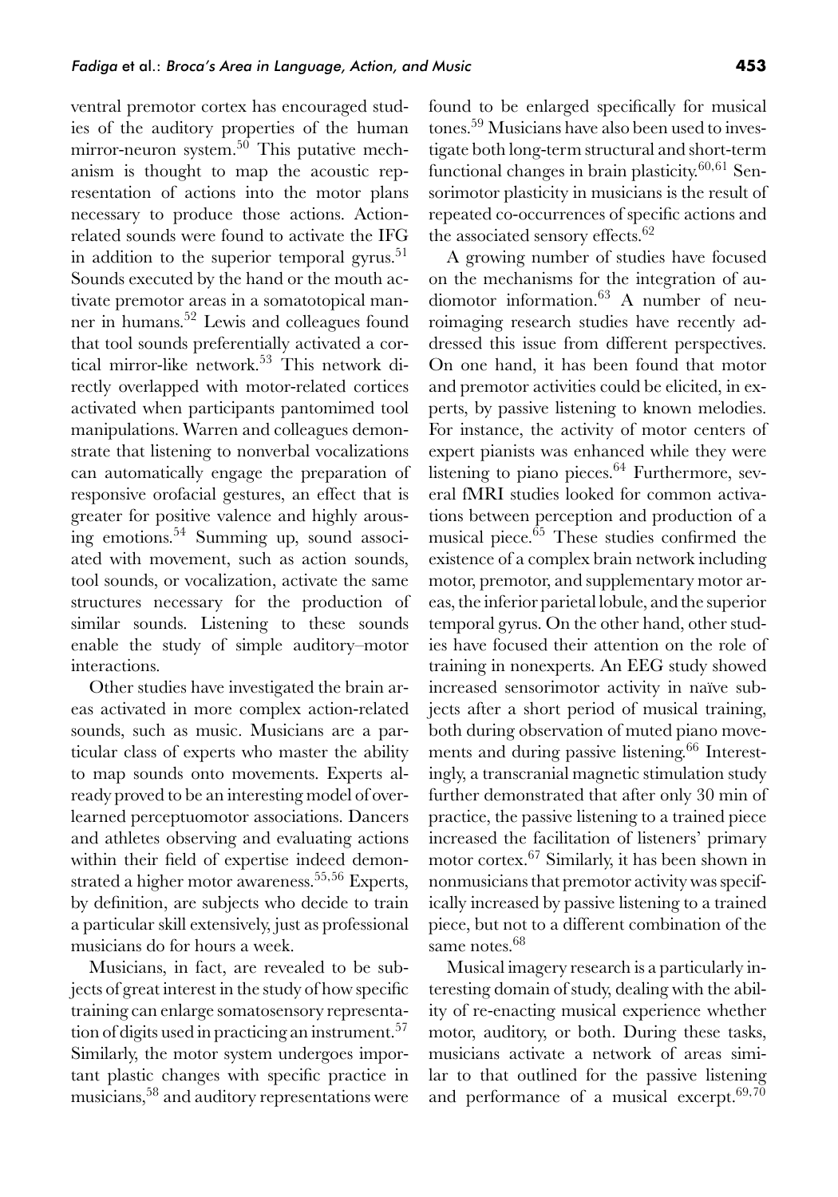ventral premotor cortex has encouraged studies of the auditory properties of the human mirror-neuron system.[50] This putative mechanism is thought to map the acoustic representation of actions into the motor plans necessary to produce those actions. Action-related sounds were found to activate the IFG in addition to the superior temporal gyrus.[51] Sounds executed by the hand or the mouth activate premotor areas in a somatotopical manner in humans.[52] Lewis and colleagues found that tool sounds preferentially activated a cortical mirror-like network.[53] This network directly overlapped with motor-related cortices activated when participants pantomimed tool manipulations. Warren and colleagues demonstrate that listening to nonverbal vocalizations can automatically engage the preparation of responsive orofacial gestures, an effect that is greater for positive valence and highly arousing emotions.[54] Summing up, sound associated with movement, such as action sounds, tool sounds, or vocalization, activate the same structures necessary for the production of similar sounds. Listening to these sounds enable the study of simple auditory–motor interactions.

Other studies have investigated the brain areas activated in more complex action-related sounds, such as music. Musicians are a particular class of experts who master the ability to map sounds onto movements. Experts already proved to be an interesting model of overlearned perceptuomotor associations. Dancers and athletes observing and evaluating actions within their field of expertise indeed demonstrated a higher motor awareness.[55,56] Experts, by definition, are subjects who decide to train a particular skill extensively, just as professional musicians do for hours a week.

Musicians, in fact, are revealed to be subjects of great interest in the study of how specific training can enlarge somatosensory representation of digits used in practicing an instrument.[57] Similarly, the motor system undergoes important plastic changes with specific practice in musicians,[58] and auditory representations were found to be enlarged specifically for musical tones.[59] Musicians have also been used to investigate both long-term structural and short-term functional changes in brain plasticity.[60,61] Sensorimotor plasticity in musicians is the result of repeated co-occurrences of specific actions and the associated sensory effects.[62]

A growing number of studies have focused on the mechanisms for the integration of audiomotor information.[63] A number of neuroimaging research studies have recently addressed this issue from different perspectives. On one hand, it has been found that motor and premotor activities could be elicited, in experts, by passive listening to known melodies. For instance, the activity of motor centers of expert pianists was enhanced while they were listening to piano pieces.[64] Furthermore, several fMRI studies looked for common activations between perception and production of a musical piece.[65] These studies confirmed the existence of a complex brain network including motor, premotor, and supplementary motor areas, the inferior parietal lobule, and the superior temporal gyrus. On the other hand, other studies have focused their attention on the role of training in nonexperts. An EEG study showed increased sensorimotor activity in naïve subjects after a short period of musical training, both during observation of muted piano movements and during passive listening.[66] Interestingly, a transcranial magnetic stimulation study further demonstrated that after only 30 min of practice, the passive listening to a trained piece increased the facilitation of listeners' primary motor cortex.[67] Similarly, it has been shown in nonmusicians that premotor activity was specifically increased by passive listening to a trained piece, but not to a different combination of the same notes.[68]

Musical imagery research is a particularly interesting domain of study, dealing with the ability of re-enacting musical experience whether motor, auditory, or both. During these tasks, musicians activate a network of areas similar to that outlined for the passive listening and performance of a musical excerpt.[69,70]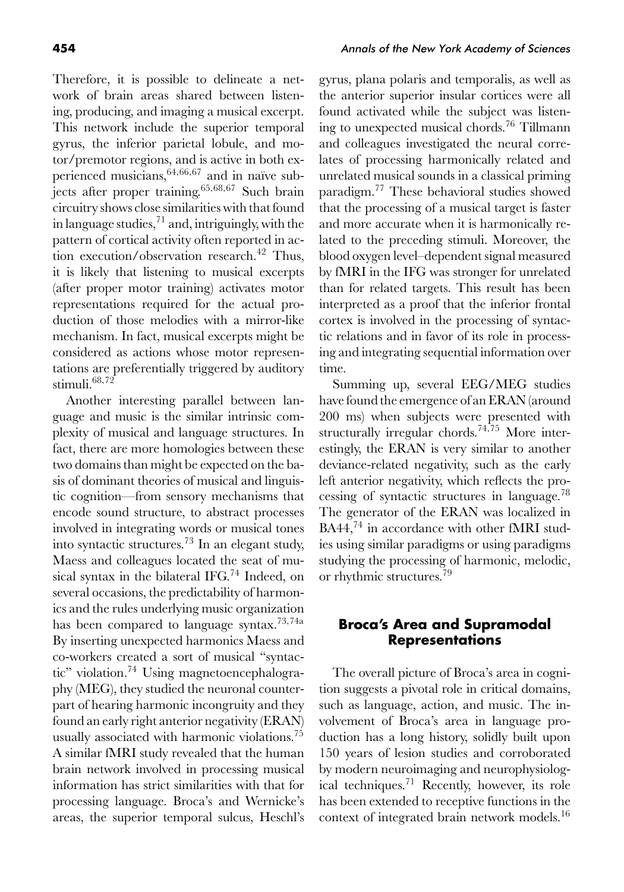Therefore, it is possible to delineate a network of brain areas shared between listening, producing, and imaging a musical excerpt. This network include the superior temporal gyrus, the inferior parietal lobule, and motor/premotor regions, and is active in both experienced musicians,[64,66,67] and in naïve subjects after proper training.[65,68,67] Such brain circuitry shows close similarities with that found in language studies,[71] and, intriguingly, with the pattern of cortical activity often reported in action execution/observation research.[42] Thus, it is likely that listening to musical excerpts (after proper motor training) activates motor representations required for the actual production of those melodies with a mirror-like mechanism. In fact, musical excerpts might be considered as actions whose motor representations are preferentially triggered by auditory stimuli.[68,72]

Another interesting parallel between language and music is the similar intrinsic complexity of musical and language structures. In fact, there are more homologies between these two domains than might be expected on the basis of dominant theories of musical and linguistic cognition—from sensory mechanisms that encode sound structure, to abstract processes involved in integrating words or musical tones into syntactic structures.[73] In an elegant study, Maess and colleagues located the seat of musical syntax in the bilateral IFG.[74] Indeed, on several occasions, the predictability of harmonics and the rules underlying music organization has been compared to language syntax.[73,74a] By inserting unexpected harmonics Maess and co-workers created a sort of musical "syntactic" violation.[74] Using magnetoencephalography (MEG), they studied the neuronal counterpart of hearing harmonic incongruity and they found an early right anterior negativity (ERAN) usually associated with harmonic violations.[75] A similar fMRI study revealed that the human brain network involved in processing musical information has strict similarities with that for processing language. Broca's and Wernicke's areas, the superior temporal sulcus, Heschl's gyrus, plana polaris and temporalis, as well as the anterior superior insular cortices were all found activated while the subject was listening to unexpected musical chords.[76] Tillmann and colleagues investigated the neural correlates of processing harmonically related and unrelated musical sounds in a classical priming paradigm.[77] These behavioral studies showed that the processing of a musical target is faster and more accurate when it is harmonically related to the preceding stimuli. Moreover, the blood oxygen level–dependent signal measured by fMRI in the IFG was stronger for unrelated than for related targets. This result has been interpreted as a proof that the inferior frontal cortex is involved in the processing of syntactic relations and in favor of its role in processing and integrating sequential information over time.

Summing up, several EEG/MEG studies have found the emergence of an ERAN (around 200 ms) when subjects were presented with structurally irregular chords.[74,75] More interestingly, the ERAN is very similar to another deviance-related negativity, such as the early left anterior negativity, which reflects the processing of syntactic structures in language.[78] The generator of the ERAN was localized in BA44,[74] in accordance with other fMRI studies using similar paradigms or using paradigms studying the processing of harmonic, melodic, or rhythmic structures.[79]

## Broca's Area and Supramodal Representations

The overall picture of Broca's area in cognition suggests a pivotal role in critical domains, such as language, action, and music. The involvement of Broca's area in language production has a long history, solidly built upon 150 years of lesion studies and corroborated by modern neuroimaging and neurophysiological techniques.[71] Recently, however, its role has been extended to receptive functions in the context of integrated brain network models.[16]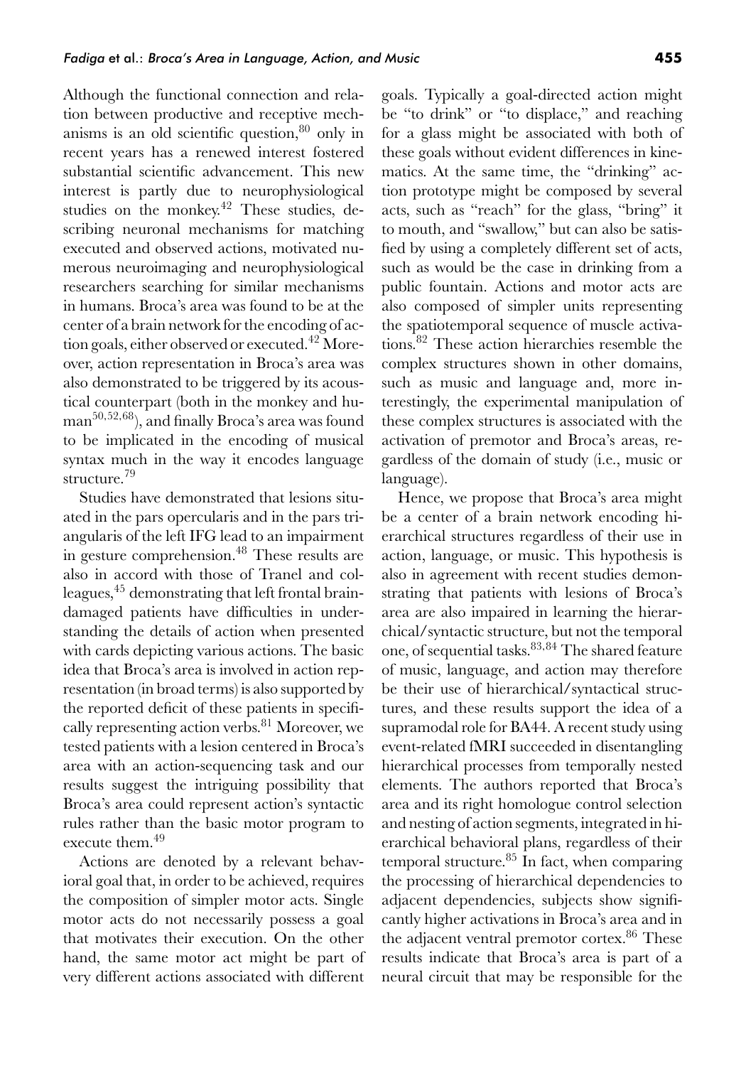Although the functional connection and relation between productive and receptive mechanisms is an old scientific question,[80] only in recent years has a renewed interest fostered substantial scientific advancement. This new interest is partly due to neurophysiological studies on the monkey.[42] These studies, describing neuronal mechanisms for matching executed and observed actions, motivated numerous neuroimaging and neurophysiological researchers searching for similar mechanisms in humans. Broca's area was found to be at the center of a brain network for the encoding of action goals, either observed or executed.[42] Moreover, action representation in Broca's area was also demonstrated to be triggered by its acoustical counterpart (both in the monkey and human[50,52,68]), and finally Broca's area was found to be implicated in the encoding of musical syntax much in the way it encodes language structure.[79]

Studies have demonstrated that lesions situated in the pars opercularis and in the pars triangularis of the left IFG lead to an impairment in gesture comprehension.[48] These results are also in accord with those of Tranel and colleagues,[45] demonstrating that left frontal brain-damaged patients have difficulties in understanding the details of action when presented with cards depicting various actions. The basic idea that Broca's area is involved in action representation (in broad terms) is also supported by the reported deficit of these patients in specifically representing action verbs.[81] Moreover, we tested patients with a lesion centered in Broca's area with an action-sequencing task and our results suggest the intriguing possibility that Broca's area could represent action's syntactic rules rather than the basic motor program to execute them.[49]

Actions are denoted by a relevant behavioral goal that, in order to be achieved, requires the composition of simpler motor acts. Single motor acts do not necessarily possess a goal that motivates their execution. On the other hand, the same motor act might be part of very different actions associated with different goals. Typically a goal-directed action might be "to drink" or "to displace," and reaching for a glass might be associated with both of these goals without evident differences in kinematics. At the same time, the "drinking" action prototype might be composed by several acts, such as "reach" for the glass, "bring" it to mouth, and "swallow," but can also be satisfied by using a completely different set of acts, such as would be the case in drinking from a public fountain. Actions and motor acts are also composed of simpler units representing the spatiotemporal sequence of muscle activations.[82] These action hierarchies resemble the complex structures shown in other domains, such as music and language and, more interestingly, the experimental manipulation of these complex structures is associated with the activation of premotor and Broca's areas, regardless of the domain of study (i.e., music or language).

Hence, we propose that Broca's area might be a center of a brain network encoding hierarchical structures regardless of their use in action, language, or music. This hypothesis is also in agreement with recent studies demonstrating that patients with lesions of Broca's area are also impaired in learning the hierarchical/syntactic structure, but not the temporal one, of sequential tasks.[83,84] The shared feature of music, language, and action may therefore be their use of hierarchical/syntactical structures, and these results support the idea of a supramodal role for BA44. A recent study using event-related fMRI succeeded in disentangling hierarchical processes from temporally nested elements. The authors reported that Broca's area and its right homologue control selection and nesting of action segments, integrated in hierarchical behavioral plans, regardless of their temporal structure.[85] In fact, when comparing the processing of hierarchical dependencies to adjacent dependencies, subjects show significantly higher activations in Broca's area and in the adjacent ventral premotor cortex.[86] These results indicate that Broca's area is part of a neural circuit that may be responsible for the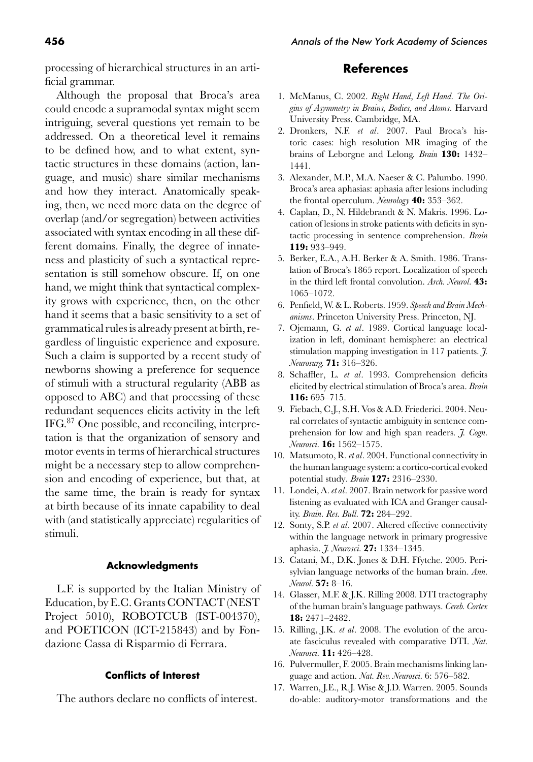processing of hierarchical structures in an artificial grammar.

Although the proposal that Broca's area could encode a supramodal syntax might seem intriguing, several questions yet remain to be addressed. On a theoretical level it remains to be defined how, and to what extent, syntactic structures in these domains (action, language, and music) share similar mechanisms and how they interact. Anatomically speaking, then, we need more data on the degree of overlap (and/or segregation) between activities associated with syntax encoding in all these different domains. Finally, the degree of innateness and plasticity of such a syntactical representation is still somehow obscure. If, on one hand, we might think that syntactical complexity grows with experience, then, on the other hand it seems that a basic sensitivity to a set of grammatical rules is already present at birth, regardless of linguistic experience and exposure. Such a claim is supported by a recent study of newborns showing a preference for sequence of stimuli with a structural regularity (ABB as opposed to ABC) and that processing of these redundant sequences elicits activity in the left IFG.[87] One possible, and reconciling, interpretation is that the organization of sensory and motor events in terms of hierarchical structures might be a necessary step to allow comprehension and encoding of experience, but that, at the same time, the brain is ready for syntax at birth because of its innate capability to deal with (and statistically appreciate) regularities of stimuli.

### Acknowledgments

L.F. is supported by the Italian Ministry of Education, by E.C. Grants CONTACT (NEST Project 5010), ROBOTCUB (IST-004370), and POETICON (ICT-215843) and by Fondazione Cassa di Risparmio di Ferrara.

### Conflicts of Interest

The authors declare no conflicts of interest.

## References

1. McManus, C. 2002. *Right Hand, Left Hand. The Origins of Asymmetry in Brains, Bodies, and Atoms*. Harvard University Press. Cambridge, MA.
2. Dronkers, N.F. *et al*. 2007. Paul Broca's historic cases: high resolution MR imaging of the brains of Leborgne and Lelong. *Brain* **130:** 1432–1441.
3. Alexander, M.P., M.A. Naeser & C. Palumbo. 1990. Broca's area aphasias: aphasia after lesions including the frontal operculum. *Neurology* **40:** 353–362.
4. Caplan, D., N. Hildebrandt & N. Makris. 1996. Location of lesions in stroke patients with deficits in syntactic processing in sentence comprehension. *Brain* **119:** 933–949.
5. Berker, E.A., A.H. Berker & A. Smith. 1986. Translation of Broca's 1865 report. Localization of speech in the third left frontal convolution. *Arch. Neurol.* **43:** 1065–1072.
6. Penfield, W. & L. Roberts. 1959. *Speech and Brain Mechanisms*. Princeton University Press. Princeton, NJ.
7. Ojemann, G. *et al*. 1989. Cortical language localization in left, dominant hemisphere: an electrical stimulation mapping investigation in 117 patients. *J. Neurosurg.* **71:** 316–326.
8. Schaffler, L. *et al*. 1993. Comprehension deficits elicited by electrical stimulation of Broca's area. *Brain* **116:** 695–715.
9. Fiebach, C.J., S.H. Vos & A.D. Friederici. 2004. Neural correlates of syntactic ambiguity in sentence comprehension for low and high span readers. *J. Cogn. Neurosci.* **16:** 1562–1575.
10. Matsumoto, R. *et al*. 2004. Functional connectivity in the human language system: a cortico-cortical evoked potential study. *Brain* **127:** 2316–2330.
11. Londei, A. *et al*. 2007. Brain network for passive word listening as evaluated with ICA and Granger causality. *Brain. Res. Bull.* **72:** 284–292.
12. Sonty, S.P. *et al*. 2007. Altered effective connectivity within the language network in primary progressive aphasia. *J. Neurosci.* **27:** 1334–1345.
13. Catani, M., D.K. Jones & D.H. Ffytche. 2005. Perisylvian language networks of the human brain. *Ann. Neurol.* **57:** 8–16.
14. Glasser, M.F. & J.K. Rilling 2008. DTI tractography of the human brain's language pathways. *Cereb. Cortex* **18:** 2471–2482.
15. Rilling, J.K. *et al*. 2008. The evolution of the arcuate fasciculus revealed with comparative DTI. *Nat. Neurosci.* **11:** 426–428.
16. Pulvermuller, F. 2005. Brain mechanisms linking language and action. *Nat. Rev. Neurosci.* 6: 576–582.
17. Warren, J.E., R.J. Wise & J.D. Warren. 2005. Sounds do-able: auditory-motor transformations and the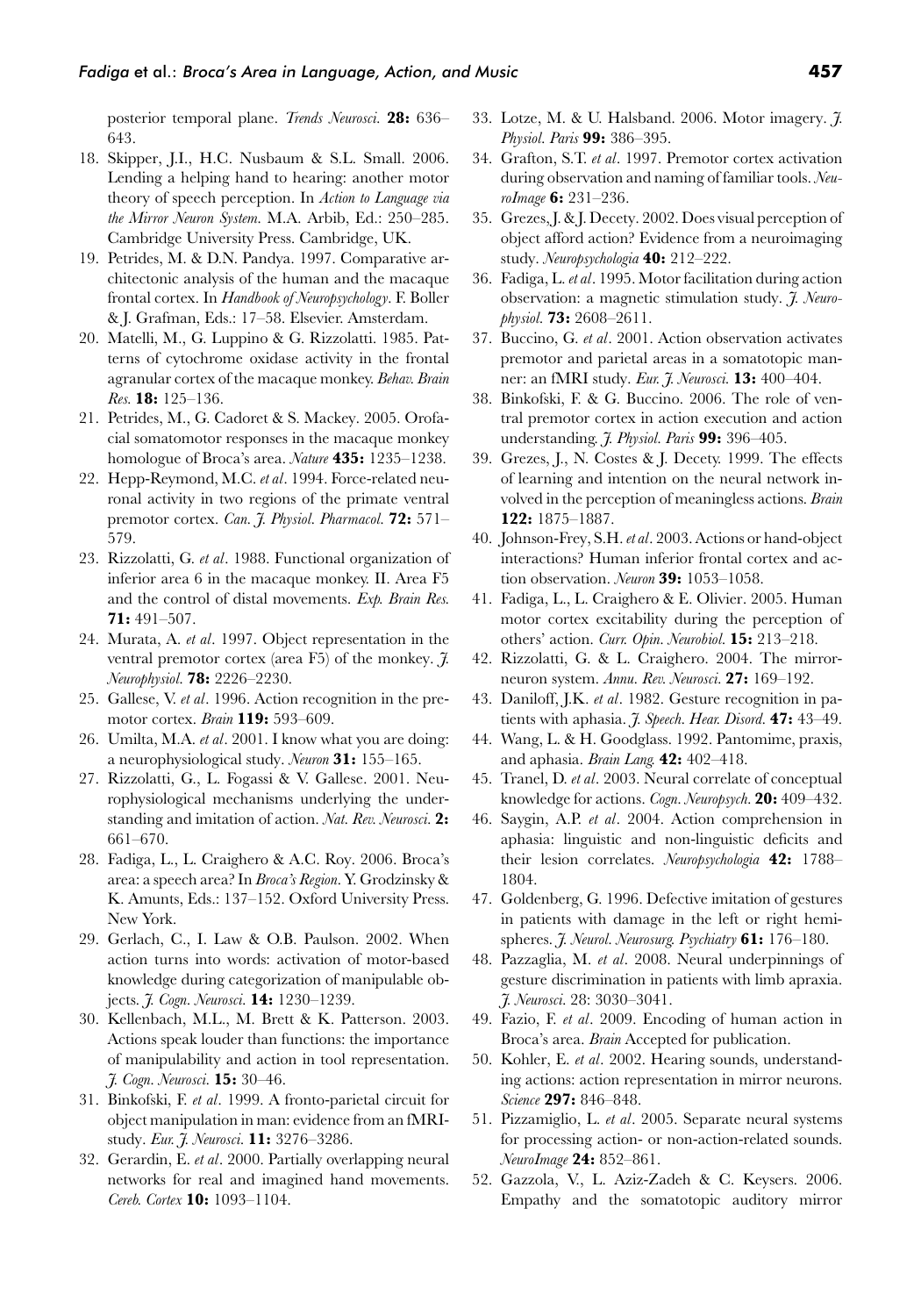posterior temporal plane. *Trends Neurosci.* **28:** 636–643.

18. Skipper, J.I., H.C. Nusbaum & S.L. Small. 2006. Lending a helping hand to hearing: another motor theory of speech perception. In *Action to Language via the Mirror Neuron System.* M.A. Arbib, Ed.: 250–285. Cambridge University Press. Cambridge, UK.
19. Petrides, M. & D.N. Pandya. 1997. Comparative architectonic analysis of the human and the macaque frontal cortex. In *Handbook of Neuropsychology*. F. Boller & J. Grafman, Eds.: 17–58. Elsevier. Amsterdam.
20. Matelli, M., G. Luppino & G. Rizzolatti. 1985. Patterns of cytochrome oxidase activity in the frontal agranular cortex of the macaque monkey. *Behav. Brain Res.* **18:** 125–136.
21. Petrides, M., G. Cadoret & S. Mackey. 2005. Orofacial somatomotor responses in the macaque monkey homologue of Broca's area. *Nature* **435:** 1235–1238.
22. Hepp-Reymond, M.C. *et al*. 1994. Force-related neuronal activity in two regions of the primate ventral premotor cortex. *Can. J. Physiol. Pharmacol.* **72:** 571–579.
23. Rizzolatti, G. *et al*. 1988. Functional organization of inferior area 6 in the macaque monkey. II. Area F5 and the control of distal movements. *Exp. Brain Res.* **71:** 491–507.
24. Murata, A. *et al*. 1997. Object representation in the ventral premotor cortex (area F5) of the monkey. *J. Neurophysiol.* **78:** 2226–2230.
25. Gallese, V. *et al*. 1996. Action recognition in the premotor cortex. *Brain* **119:** 593–609.
26. Umilta, M.A. *et al*. 2001. I know what you are doing: a neurophysiological study. *Neuron* **31:** 155–165.
27. Rizzolatti, G., L. Fogassi & V. Gallese. 2001. Neurophysiological mechanisms underlying the understanding and imitation of action. *Nat. Rev. Neurosci.* **2:** 661–670.
28. Fadiga, L., L. Craighero & A.C. Roy. 2006. Broca's area: a speech area? In *Broca's Region*. Y. Grodzinsky & K. Amunts, Eds.: 137–152. Oxford University Press. New York.
29. Gerlach, C., I. Law & O.B. Paulson. 2002. When action turns into words: activation of motor-based knowledge during categorization of manipulable objects. *J. Cogn. Neurosci.* **14:** 1230–1239.
30. Kellenbach, M.L., M. Brett & K. Patterson. 2003. Actions speak louder than functions: the importance of manipulability and action in tool representation. *J. Cogn. Neurosci.* **15:** 30–46.
31. Binkofski, F. *et al*. 1999. A fronto-parietal circuit for object manipulation in man: evidence from an fMRI-study. *Eur. J. Neurosci.* **11:** 3276–3286.
32. Gerardin, E. *et al*. 2000. Partially overlapping neural networks for real and imagined hand movements. *Cereb. Cortex* **10:** 1093–1104.
33. Lotze, M. & U. Halsband. 2006. Motor imagery. *J. Physiol. Paris* **99:** 386–395.
34. Grafton, S.T. *et al*. 1997. Premotor cortex activation during observation and naming of familiar tools. *NeuroImage* **6:** 231–236.
35. Grezes, J. & J. Decety. 2002. Does visual perception of object afford action? Evidence from a neuroimaging study. *Neuropsychologia* **40:** 212–222.
36. Fadiga, L. *et al*. 1995. Motor facilitation during action observation: a magnetic stimulation study. *J. Neurophysiol.* **73:** 2608–2611.
37. Buccino, G. *et al*. 2001. Action observation activates premotor and parietal areas in a somatotopic manner: an fMRI study. *Eur. J. Neurosci.* **13:** 400–404.
38. Binkofski, F. & G. Buccino. 2006. The role of ventral premotor cortex in action execution and action understanding. *J. Physiol. Paris* **99:** 396–405.
39. Grezes, J., N. Costes & J. Decety. 1999. The effects of learning and intention on the neural network involved in the perception of meaningless actions. *Brain* **122:** 1875–1887.
40. Johnson-Frey, S.H. *et al*. 2003. Actions or hand-object interactions? Human inferior frontal cortex and action observation. *Neuron* **39:** 1053–1058.
41. Fadiga, L., L. Craighero & E. Olivier. 2005. Human motor cortex excitability during the perception of others' action. *Curr. Opin. Neurobiol.* **15:** 213–218.
42. Rizzolatti, G. & L. Craighero. 2004. The mirror-neuron system. *Annu. Rev. Neurosci.* **27:** 169–192.
43. Daniloff, J.K. *et al*. 1982. Gesture recognition in patients with aphasia. *J. Speech. Hear. Disord.* **47:** 43–49.
44. Wang, L. & H. Goodglass. 1992. Pantomime, praxis, and aphasia. *Brain Lang.* **42:** 402–418.
45. Tranel, D. *et al*. 2003. Neural correlate of conceptual knowledge for actions. *Cogn. Neuropsych.* **20:** 409–432.
46. Saygin, A.P. *et al*. 2004. Action comprehension in aphasia: linguistic and non-linguistic deficits and their lesion correlates. *Neuropsychologia* **42:** 1788–1804.
47. Goldenberg, G. 1996. Defective imitation of gestures in patients with damage in the left or right hemispheres. *J. Neurol. Neurosurg. Psychiatry* **61:** 176–180.
48. Pazzaglia, M. *et al*. 2008. Neural underpinnings of gesture discrimination in patients with limb apraxia. *J. Neurosci.* 28: 3030–3041.
49. Fazio, F. *et al*. 2009. Encoding of human action in Broca's area. *Brain* Accepted for publication.
50. Kohler, E. *et al*. 2002. Hearing sounds, understanding actions: action representation in mirror neurons. *Science* **297:** 846–848.
51. Pizzamiglio, L. *et al*. 2005. Separate neural systems for processing action- or non-action-related sounds. *NeuroImage* **24:** 852–861.
52. Gazzola, V., L. Aziz-Zadeh & C. Keysers. 2006. Empathy and the somatotopic auditory mirror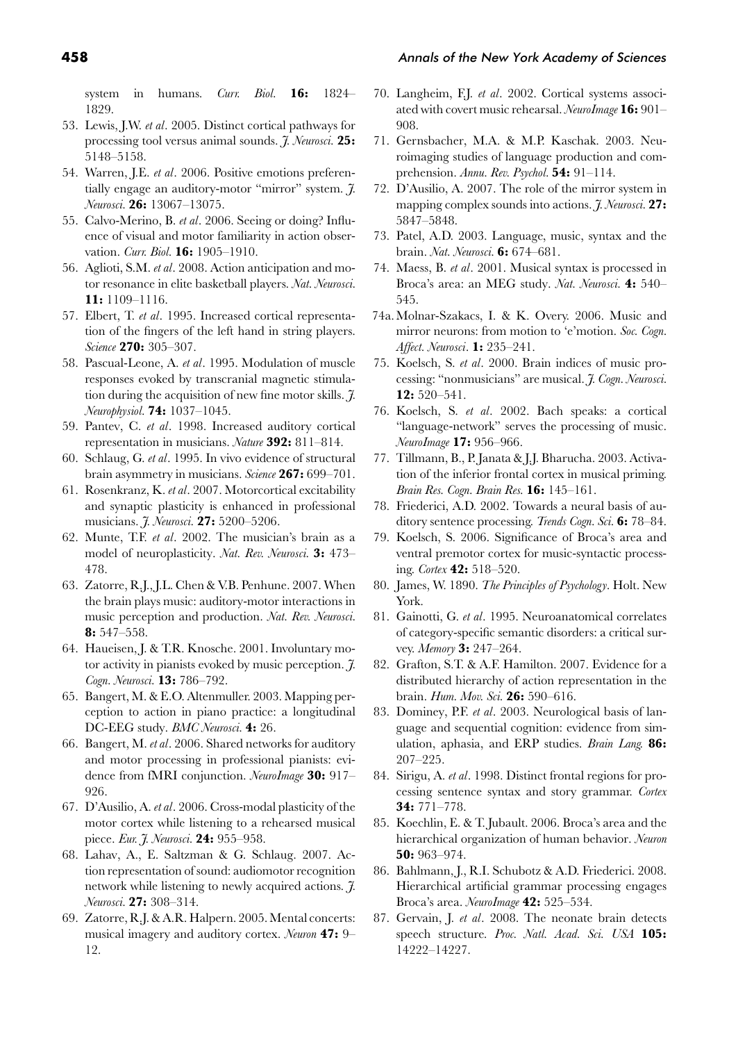system in humans. *Curr. Biol.* **16:** 1824–1829.

53. Lewis, J.W. *et al*. 2005. Distinct cortical pathways for processing tool versus animal sounds. *J. Neurosci.* **25:** 5148–5158.
54. Warren, J.E. *et al*. 2006. Positive emotions preferentially engage an auditory-motor "mirror" system. *J. Neurosci.* **26:** 13067–13075.
55. Calvo-Merino, B. *et al*. 2006. Seeing or doing? Influence of visual and motor familiarity in action observation. *Curr. Biol.* **16:** 1905–1910.
56. Aglioti, S.M. *et al*. 2008. Action anticipation and motor resonance in elite basketball players. *Nat. Neurosci.* **11:** 1109–1116.
57. Elbert, T. *et al*. 1995. Increased cortical representation of the fingers of the left hand in string players. *Science* **270:** 305–307.
58. Pascual-Leone, A. *et al*. 1995. Modulation of muscle responses evoked by transcranial magnetic stimulation during the acquisition of new fine motor skills. *J. Neurophysiol.* **74:** 1037–1045.
59. Pantev, C. *et al*. 1998. Increased auditory cortical representation in musicians. *Nature* **392:** 811–814.
60. Schlaug, G. *et al*. 1995. In vivo evidence of structural brain asymmetry in musicians. *Science* **267:** 699–701.
61. Rosenkranz, K. *et al*. 2007. Motorcortical excitability and synaptic plasticity is enhanced in professional musicians. *J. Neurosci.* **27:** 5200–5206.
62. Munte, T.F. *et al*. 2002. The musician's brain as a model of neuroplasticity. *Nat. Rev. Neurosci.* **3:** 473–478.
63. Zatorre, R.J., J.L. Chen & V.B. Penhune. 2007. When the brain plays music: auditory-motor interactions in music perception and production. *Nat. Rev. Neurosci.* **8:** 547–558.
64. Haueisen, J. & T.R. Knosche. 2001. Involuntary motor activity in pianists evoked by music perception. *J. Cogn. Neurosci.* **13:** 786–792.
65. Bangert, M. & E.O. Altenmuller. 2003. Mapping perception to action in piano practice: a longitudinal DC-EEG study. *BMC Neurosci.* **4:** 26.
66. Bangert, M. *et al*. 2006. Shared networks for auditory and motor processing in professional pianists: evidence from fMRI conjunction. *NeuroImage* **30:** 917–926.
67. D'Ausilio, A. *et al*. 2006. Cross-modal plasticity of the motor cortex while listening to a rehearsed musical piece. *Eur. J. Neurosci.* **24:** 955–958.
68. Lahav, A., E. Saltzman & G. Schlaug. 2007. Action representation of sound: audiomotor recognition network while listening to newly acquired actions. *J. Neurosci.* **27:** 308–314.
69. Zatorre, R.J. & A.R. Halpern. 2005. Mental concerts: musical imagery and auditory cortex. *Neuron* **47:** 9–12.
70. Langheim, F.J. *et al*. 2002. Cortical systems associated with covert music rehearsal. *NeuroImage* **16:** 901–908.
71. Gernsbacher, M.A. & M.P. Kaschak. 2003. Neuroimaging studies of language production and comprehension. *Annu. Rev. Psychol.* **54:** 91–114.
72. D'Ausilio, A. 2007. The role of the mirror system in mapping complex sounds into actions. *J. Neurosci.* **27:** 5847–5848.
73. Patel, A.D. 2003. Language, music, syntax and the brain. *Nat. Neurosci.* **6:** 674–681.
74. Maess, B. *et al*. 2001. Musical syntax is processed in Broca's area: an MEG study. *Nat. Neurosci.* **4:** 540–545.

74a. Molnar-Szakacs, I. & K. Overy. 2006. Music and mirror neurons: from motion to 'e'motion. *Soc. Cogn. Affect. Neurosci*. **1:** 235–241.

75. Koelsch, S. *et al*. 2000. Brain indices of music processing: "nonmusicians" are musical. *J. Cogn. Neurosci.* **12:** 520–541.
76. Koelsch, S. *et al*. 2002. Bach speaks: a cortical "language-network" serves the processing of music. *NeuroImage* **17:** 956–966.
77. Tillmann, B., P. Janata & J.J. Bharucha. 2003. Activation of the inferior frontal cortex in musical priming. *Brain Res. Cogn. Brain Res.* **16:** 145–161.
78. Friederici, A.D. 2002. Towards a neural basis of auditory sentence processing. *Trends Cogn. Sci.* **6:** 78–84.
79. Koelsch, S. 2006. Significance of Broca's area and ventral premotor cortex for music-syntactic processing. *Cortex* **42:** 518–520.
80. James, W. 1890. *The Principles of Psychology*. Holt. New York.
81. Gainotti, G. *et al*. 1995. Neuroanatomical correlates of category-specific semantic disorders: a critical survey. *Memory* **3:** 247–264.
82. Grafton, S.T. & A.F. Hamilton. 2007. Evidence for a distributed hierarchy of action representation in the brain. *Hum. Mov. Sci.* **26:** 590–616.
83. Dominey, P.F. *et al*. 2003. Neurological basis of language and sequential cognition: evidence from simulation, aphasia, and ERP studies. *Brain Lang.* **86:** 207–225.
84. Sirigu, A. *et al*. 1998. Distinct frontal regions for processing sentence syntax and story grammar. *Cortex* **34:** 771–778.
85. Koechlin, E. & T. Jubault. 2006. Broca's area and the hierarchical organization of human behavior. *Neuron* **50:** 963–974.
86. Bahlmann, J., R.I. Schubotz & A.D. Friederici. 2008. Hierarchical artificial grammar processing engages Broca's area. *NeuroImage* **42:** 525–534.
87. Gervain, J. *et al*. 2008. The neonate brain detects speech structure. *Proc. Natl. Acad. Sci. USA* **105:** 14222–14227.